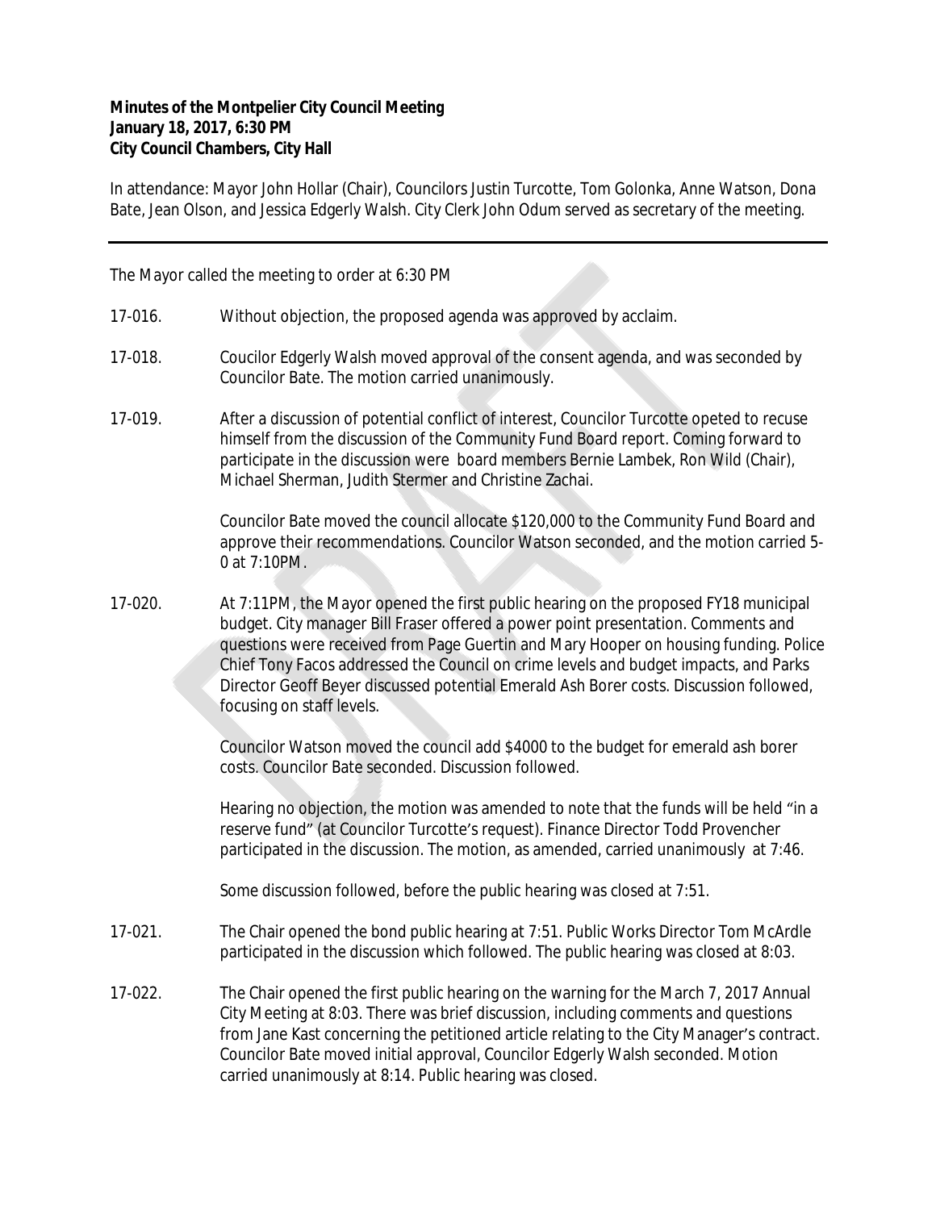**Minutes of the Montpelier City Council Meeting**
**January 18, 2017, 6:30 PM**
**City Council Chambers, City Hall**

In attendance: Mayor John Hollar (Chair), Councilors Justin Turcotte, Tom Golonka, Anne Watson, Dona Bate, Jean Olson, and Jessica Edgerly Walsh. City Clerk John Odum served as secretary of the meeting.

---

The Mayor called the meeting to order at 6:30 PM

17-016. Without objection, the proposed agenda was approved by acclaim.

17-018. Coucilor Edgerly Walsh moved approval of the consent agenda, and was seconded by Councilor Bate. The motion carried unanimously.

17-019. After a discussion of potential conflict of interest, Councilor Turcotte opeted to recuse himself from the discussion of the Community Fund Board report. Coming forward to participate in the discussion were board members Bernie Lambek, Ron Wild (Chair), Michael Sherman, Judith Stermer and Christine Zachai.

Councilor Bate moved the council allocate $120,000 to the Community Fund Board and approve their recommendations. Councilor Watson seconded, and the motion carried 5-0 at 7:10PM.

17-020. At 7:11PM, the Mayor opened the first public hearing on the proposed FY18 municipal budget. City manager Bill Fraser offered a power point presentation. Comments and questions were received from Page Guertin and Mary Hooper on housing funding. Police Chief Tony Facos addressed the Council on crime levels and budget impacts, and Parks Director Geoff Beyer discussed potential Emerald Ash Borer costs. Discussion followed, focusing on staff levels.

Councilor Watson moved the council add $4000 to the budget for emerald ash borer costs. Councilor Bate seconded. Discussion followed.

Hearing no objection, the motion was amended to note that the funds will be held "in a reserve fund" (at Councilor Turcotte's request). Finance Director Todd Provencher participated in the discussion. The motion, as amended, carried unanimously at 7:46.

Some discussion followed, before the public hearing was closed at 7:51.

17-021. The Chair opened the bond public hearing at 7:51. Public Works Director Tom McArdle participated in the discussion which followed. The public hearing was closed at 8:03.

17-022. The Chair opened the first public hearing on the warning for the March 7, 2017 Annual City Meeting at 8:03. There was brief discussion, including comments and questions from Jane Kast concerning the petitioned article relating to the City Manager's contract. Councilor Bate moved initial approval, Councilor Edgerly Walsh seconded. Motion carried unanimously at 8:14. Public hearing was closed.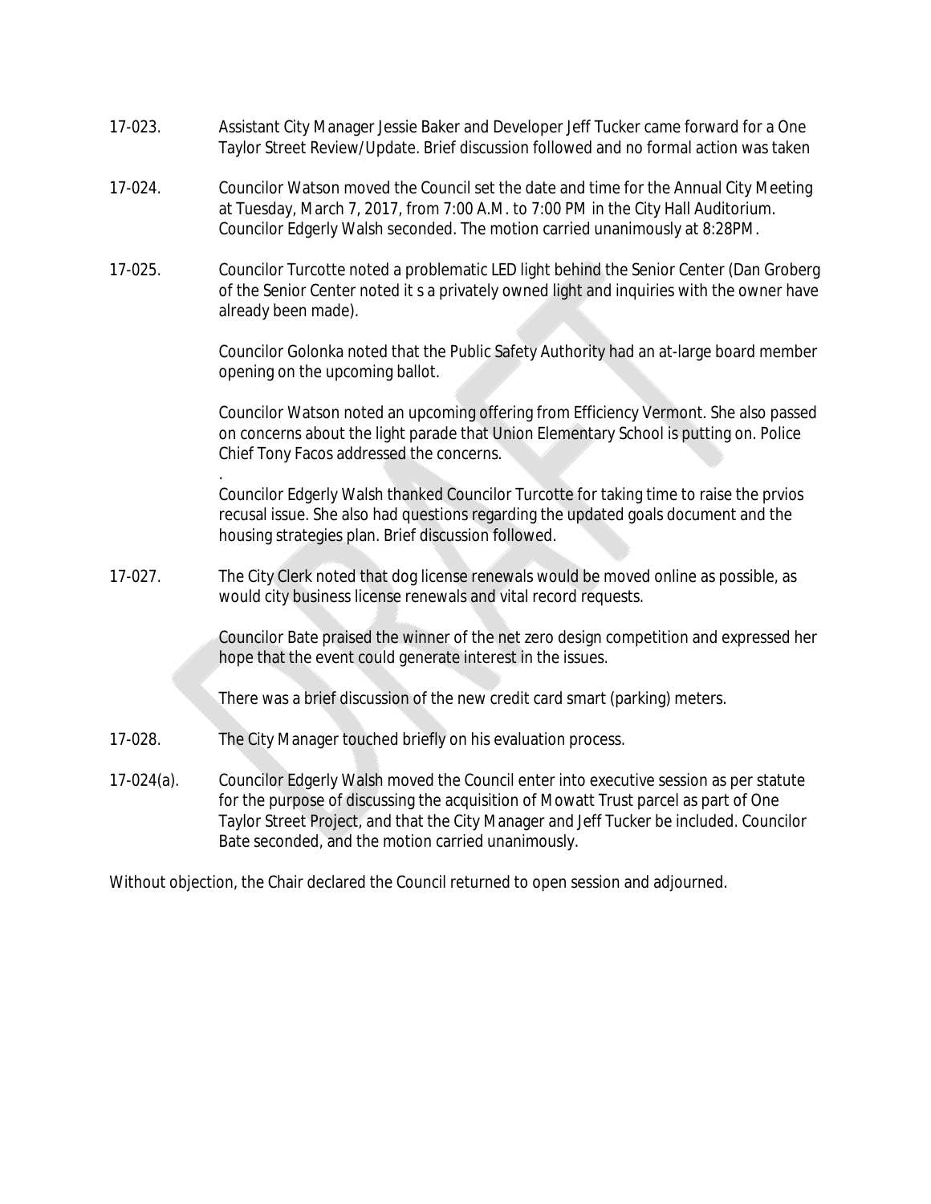17-023. Assistant City Manager Jessie Baker and Developer Jeff Tucker came forward for a One Taylor Street Review/Update. Brief discussion followed and no formal action was taken

17-024. Councilor Watson moved the Council set the date and time for the Annual City Meeting at Tuesday, March 7, 2017, from 7:00 A.M. to 7:00 PM in the City Hall Auditorium. Councilor Edgerly Walsh seconded. The motion carried unanimously at 8:28PM.

17-025. Councilor Turcotte noted a problematic LED light behind the Senior Center (Dan Groberg of the Senior Center noted it s a privately owned light and inquiries with the owner have already been made).

Councilor Golonka noted that the Public Safety Authority had an at-large board member opening on the upcoming ballot.

Councilor Watson noted an upcoming offering from Efficiency Vermont. She also passed on concerns about the light parade that Union Elementary School is putting on. Police Chief Tony Facos addressed the concerns.

.

Councilor Edgerly Walsh thanked Councilor Turcotte for taking time to raise the prvios recusal issue. She also had questions regarding the updated goals document and the housing strategies plan. Brief discussion followed.

17-027. The City Clerk noted that dog license renewals would be moved online as possible, as would city business license renewals and vital record requests.

Councilor Bate praised the winner of the net zero design competition and expressed her hope that the event could generate interest in the issues.

There was a brief discussion of the new credit card smart (parking) meters.

17-028. The City Manager touched briefly on his evaluation process.

17-024(a). Councilor Edgerly Walsh moved the Council enter into executive session as per statute for the purpose of discussing the acquisition of Mowatt Trust parcel as part of One Taylor Street Project, and that the City Manager and Jeff Tucker be included. Councilor Bate seconded, and the motion carried unanimously.

Without objection, the Chair declared the Council returned to open session and adjourned.